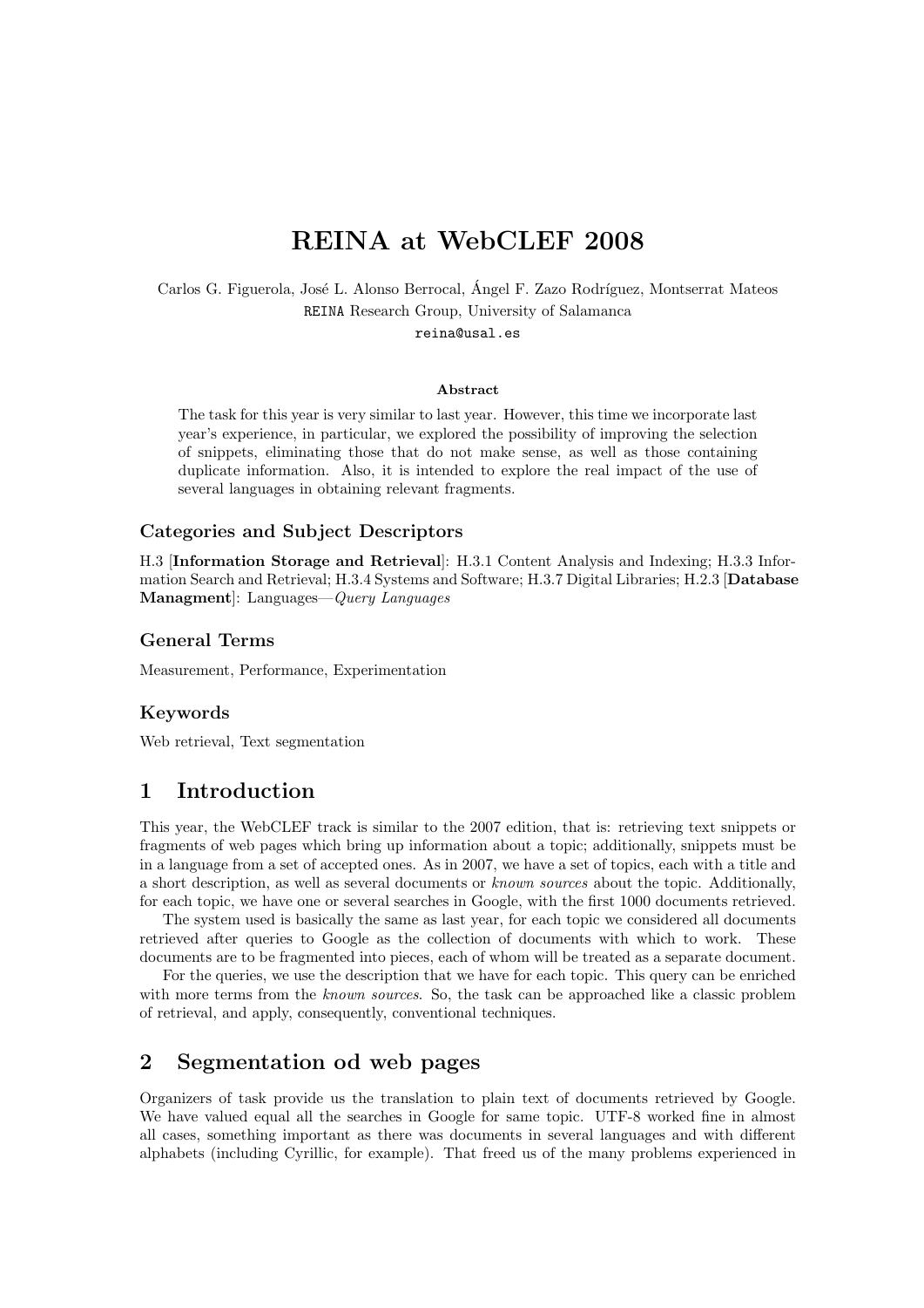# REINA at WebCLEF 2008

Carlos G. Figuerola, José L. Alonso Berrocal, Ángel F. Zazo Rodríguez, Montserrat Mateos
REINA Research Group, University of Salamanca
reina@usal.es

### Abstract

The task for this year is very similar to last year. However, this time we incorporate last year's experience, in particular, we explored the possibility of improving the selection of snippets, eliminating those that do not make sense, as well as those containing duplicate information. Also, it is intended to explore the real impact of the use of several languages in obtaining relevant fragments.

### Categories and Subject Descriptors

H.3 [**Information Storage and Retrieval**]: H.3.1 Content Analysis and Indexing; H.3.3 Information Search and Retrieval; H.3.4 Systems and Software; H.3.7 Digital Libraries; H.2.3 [**Database Managment**]: Languages—*Query Languages*

### General Terms

Measurement, Performance, Experimentation

### Keywords

Web retrieval, Text segmentation

## 1 Introduction

This year, the WebCLEF track is similar to the 2007 edition, that is: retrieving text snippets or fragments of web pages which bring up information about a topic; additionally, snippets must be in a language from a set of accepted ones. As in 2007, we have a set of topics, each with a title and a short description, as well as several documents or *known sources* about the topic. Additionally, for each topic, we have one or several searches in Google, with the first 1000 documents retrieved.

The system used is basically the same as last year, for each topic we considered all documents retrieved after queries to Google as the collection of documents with which to work. These documents are to be fragmented into pieces, each of whom will be treated as a separate document.

For the queries, we use the description that we have for each topic. This query can be enriched with more terms from the *known sources*. So, the task can be approached like a classic problem of retrieval, and apply, consequently, conventional techniques.

## 2 Segmentation od web pages

Organizers of task provide us the translation to plain text of documents retrieved by Google. We have valued equal all the searches in Google for same topic. UTF-8 worked fine in almost all cases, something important as there was documents in several languages and with different alphabets (including Cyrillic, for example). That freed us of the many problems experienced in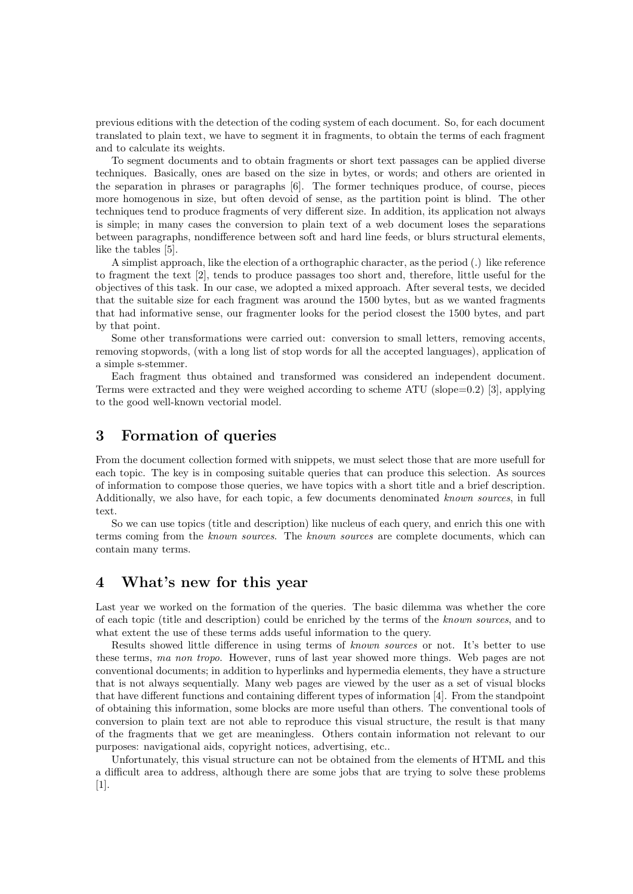previous editions with the detection of the coding system of each document. So, for each document translated to plain text, we have to segment it in fragments, to obtain the terms of each fragment and to calculate its weights.

To segment documents and to obtain fragments or short text passages can be applied diverse techniques. Basically, ones are based on the size in bytes, or words; and others are oriented in the separation in phrases or paragraphs [6]. The former techniques produce, of course, pieces more homogenous in size, but often devoid of sense, as the partition point is blind. The other techniques tend to produce fragments of very different size. In addition, its application not always is simple; in many cases the conversion to plain text of a web document loses the separations between paragraphs, nondifference between soft and hard line feeds, or blurs structural elements, like the tables [5].

A simplist approach, like the election of a orthographic character, as the period (.) like reference to fragment the text [2], tends to produce passages too short and, therefore, little useful for the objectives of this task. In our case, we adopted a mixed approach. After several tests, we decided that the suitable size for each fragment was around the 1500 bytes, but as we wanted fragments that had informative sense, our fragmenter looks for the period closest the 1500 bytes, and part by that point.

Some other transformations were carried out: conversion to small letters, removing accents, removing stopwords, (with a long list of stop words for all the accepted languages), application of a simple s-stemmer.

Each fragment thus obtained and transformed was considered an independent document. Terms were extracted and they were weighed according to scheme ATU (slope=0.2) [3], applying to the good well-known vectorial model.

## 3 Formation of queries

From the document collection formed with snippets, we must select those that are more usefull for each topic. The key is in composing suitable queries that can produce this selection. As sources of information to compose those queries, we have topics with a short title and a brief description. Additionally, we also have, for each topic, a few documents denominated *known sources*, in full text.

So we can use topics (title and description) like nucleus of each query, and enrich this one with terms coming from the *known sources*. The *known sources* are complete documents, which can contain many terms.

## 4 What's new for this year

Last year we worked on the formation of the queries. The basic dilemma was whether the core of each topic (title and description) could be enriched by the terms of the *known sources*, and to what extent the use of these terms adds useful information to the query.

Results showed little difference in using terms of *known sources* or not. It's better to use these terms, *ma non tropo*. However, runs of last year showed more things. Web pages are not conventional documents; in addition to hyperlinks and hypermedia elements, they have a structure that is not always sequentially. Many web pages are viewed by the user as a set of visual blocks that have different functions and containing different types of information [4]. From the standpoint of obtaining this information, some blocks are more useful than others. The conventional tools of conversion to plain text are not able to reproduce this visual structure, the result is that many of the fragments that we get are meaningless. Others contain information not relevant to our purposes: navigational aids, copyright notices, advertising, etc..

Unfortunately, this visual structure can not be obtained from the elements of HTML and this a difficult area to address, although there are some jobs that are trying to solve these problems [1].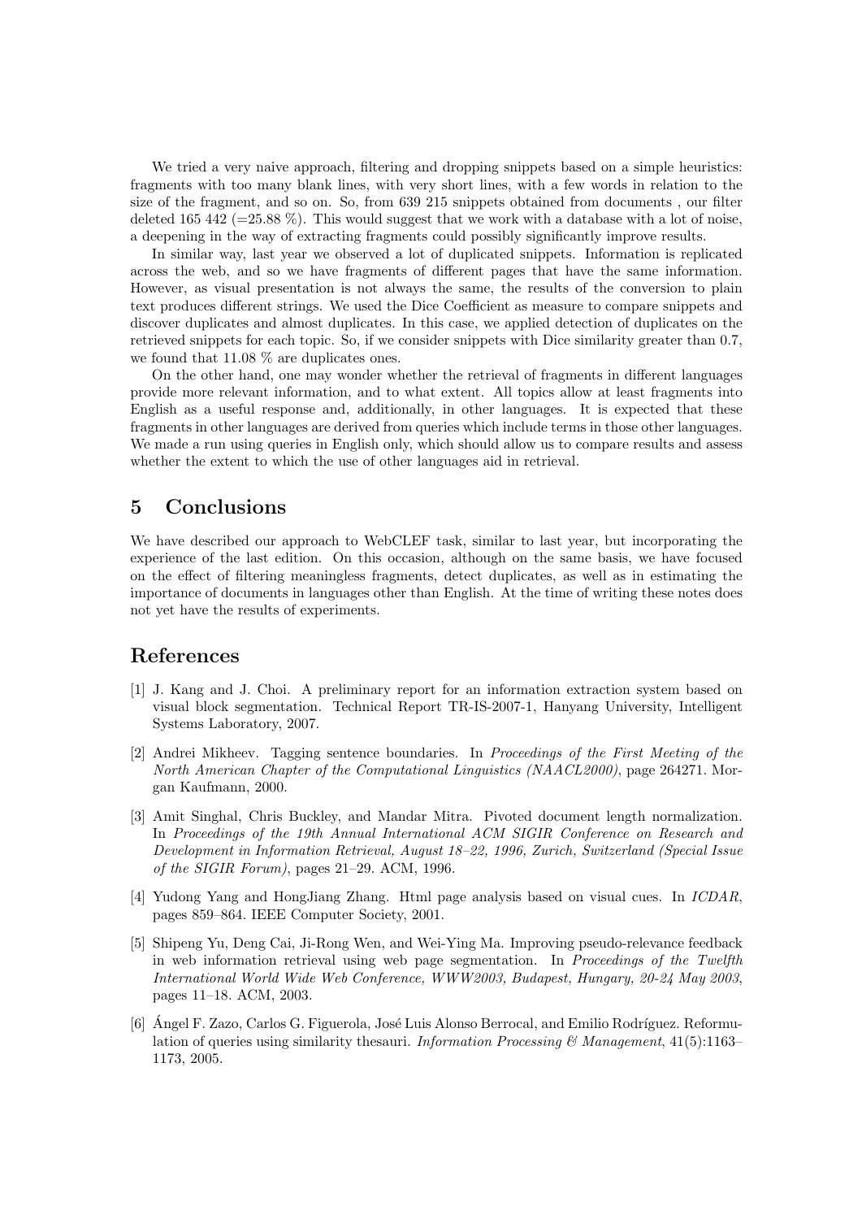We tried a very naive approach, filtering and dropping snippets based on a simple heuristics: fragments with too many blank lines, with very short lines, with a few words in relation to the size of the fragment, and so on. So, from 639 215 snippets obtained from documents , our filter deleted 165 442 (=25.88 %). This would suggest that we work with a database with a lot of noise, a deepening in the way of extracting fragments could possibly significantly improve results.

In similar way, last year we observed a lot of duplicated snippets. Information is replicated across the web, and so we have fragments of different pages that have the same information. However, as visual presentation is not always the same, the results of the conversion to plain text produces different strings. We used the Dice Coefficient as measure to compare snippets and discover duplicates and almost duplicates. In this case, we applied detection of duplicates on the retrieved snippets for each topic. So, if we consider snippets with Dice similarity greater than 0.7, we found that 11.08 % are duplicates ones.

On the other hand, one may wonder whether the retrieval of fragments in different languages provide more relevant information, and to what extent. All topics allow at least fragments into English as a useful response and, additionally, in other languages. It is expected that these fragments in other languages are derived from queries which include terms in those other languages. We made a run using queries in English only, which should allow us to compare results and assess whether the extent to which the use of other languages aid in retrieval.

## 5 Conclusions

We have described our approach to WebCLEF task, similar to last year, but incorporating the experience of the last edition. On this occasion, although on the same basis, we have focused on the effect of filtering meaningless fragments, detect duplicates, as well as in estimating the importance of documents in languages other than English. At the time of writing these notes does not yet have the results of experiments.

## References

[1] J. Kang and J. Choi. A preliminary report for an information extraction system based on visual block segmentation. Technical Report TR-IS-2007-1, Hanyang University, Intelligent Systems Laboratory, 2007.

[2] Andrei Mikheev. Tagging sentence boundaries. In *Proceedings of the First Meeting of the North American Chapter of the Computational Linguistics (NAACL2000)*, page 264271. Morgan Kaufmann, 2000.

[3] Amit Singhal, Chris Buckley, and Mandar Mitra. Pivoted document length normalization. In *Proceedings of the 19th Annual International ACM SIGIR Conference on Research and Development in Information Retrieval, August 18–22, 1996, Zurich, Switzerland (Special Issue of the SIGIR Forum)*, pages 21–29. ACM, 1996.

[4] Yudong Yang and HongJiang Zhang. Html page analysis based on visual cues. In *ICDAR*, pages 859–864. IEEE Computer Society, 2001.

[5] Shipeng Yu, Deng Cai, Ji-Rong Wen, and Wei-Ying Ma. Improving pseudo-relevance feedback in web information retrieval using web page segmentation. In *Proceedings of the Twelfth International World Wide Web Conference, WWW2003, Budapest, Hungary, 20-24 May 2003*, pages 11–18. ACM, 2003.

[6] Ángel F. Zazo, Carlos G. Figuerola, José Luis Alonso Berrocal, and Emilio Rodríguez. Reformulation of queries using similarity thesauri. *Information Processing & Management*, 41(5):1163–1173, 2005.